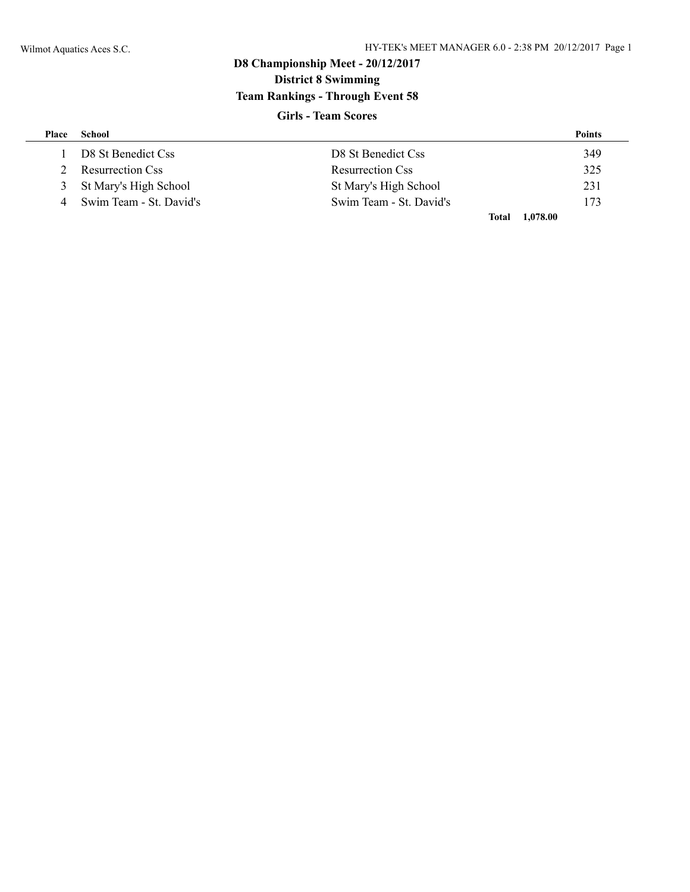## D8 Championship Meet - 20/12/2017

### District 8 Swimming

### Team Rankings - Through Event 58

#### Girls - Team Scores

| Place | School | | Points |
|---|---|---|---|
| 1 | D8 St Benedict Css | D8 St Benedict Css | 349 |
| 2 | Resurrection Css | Resurrection Css | 325 |
| 3 | St Mary's High School | St Mary's High School | 231 |
| 4 | Swim Team - St. David's | Swim Team - St. David's | 173 |
| | | **Total** | **1,078.00** |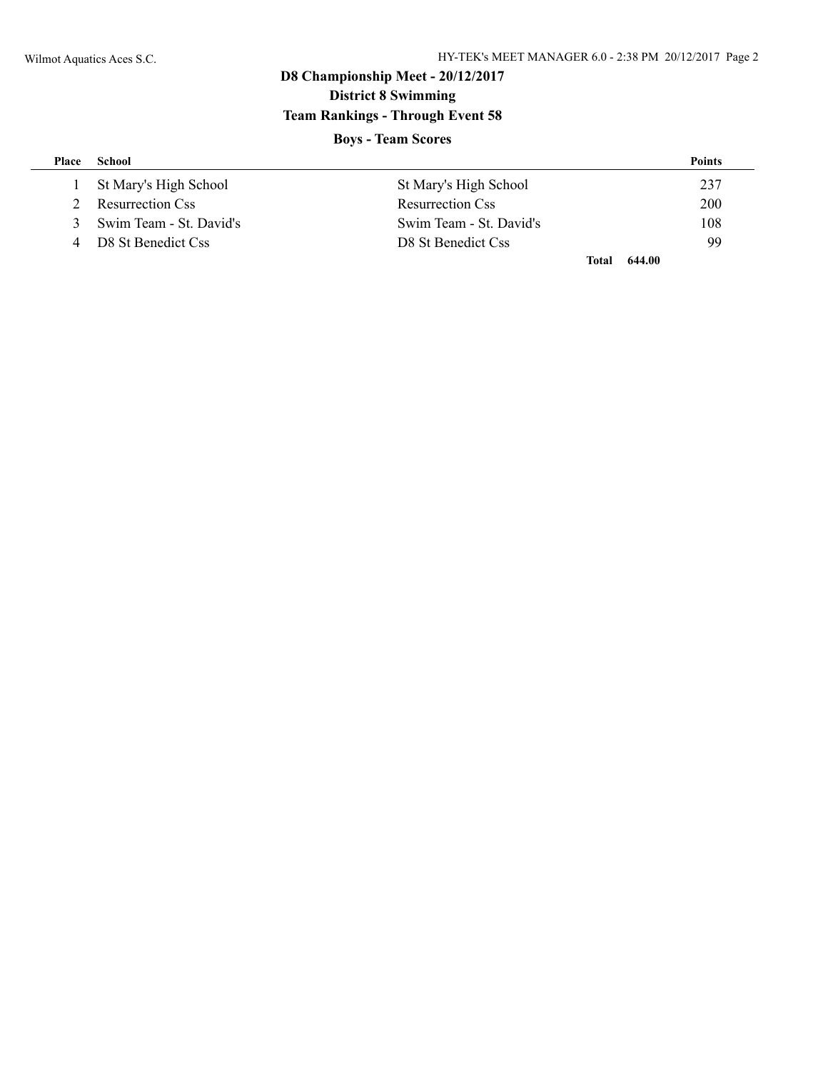## D8 Championship Meet - 20/12/2017

### District 8 Swimming

### Team Rankings - Through Event 58

#### Boys - Team Scores

| Place | School | | Points |
|---|---|---|---|
| 1 | St Mary's High School | St Mary's High School | 237 |
| 2 | Resurrection Css | Resurrection Css | 200 |
| 3 | Swim Team - St. David's | Swim Team - St. David's | 108 |
| 4 | D8 St Benedict Css | D8 St Benedict Css | 99 |
| | | **Total** | **644.00** |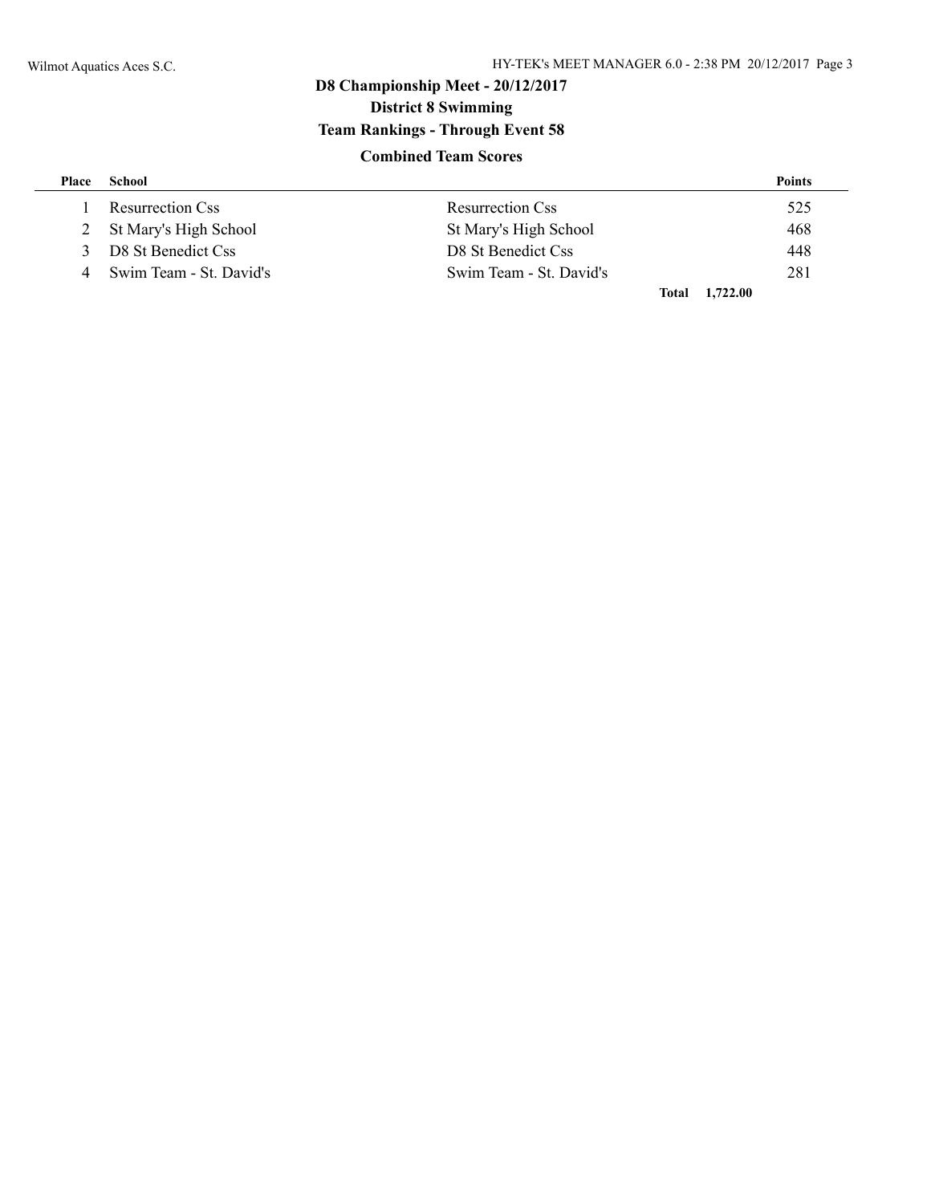## D8 Championship Meet - 20/12/2017

### District 8 Swimming

### Team Rankings - Through Event 58

### Combined Team Scores

| Place | School | | Points |
|---|---|---|---|
| 1 | Resurrection Css | Resurrection Css | 525 |
| 2 | St Mary's High School | St Mary's High School | 468 |
| 3 | D8 St Benedict Css | D8 St Benedict Css | 448 |
| 4 | Swim Team - St. David's | Swim Team - St. David's | 281 |
| | | **Total** | **1,722.00** |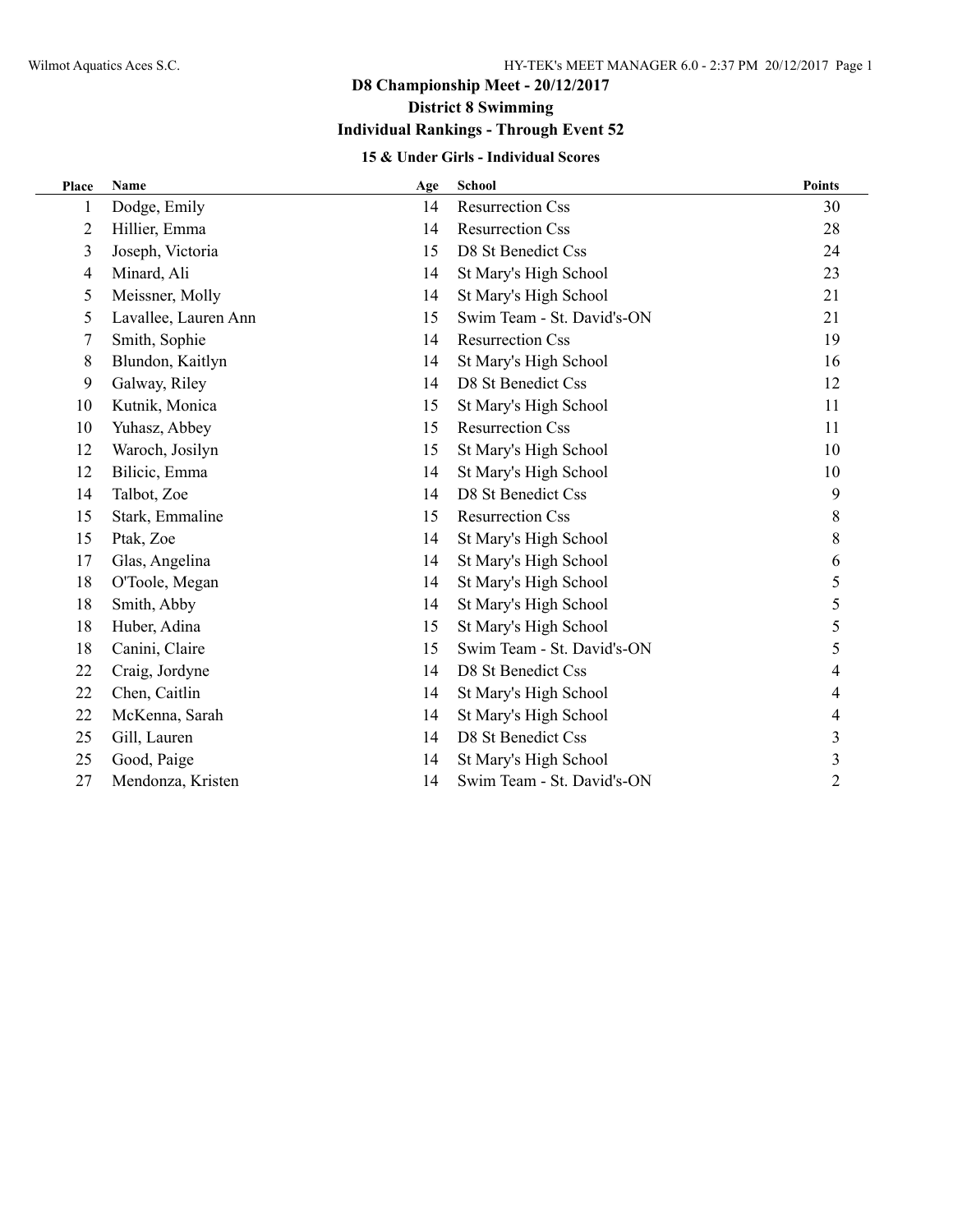## D8 Championship Meet - 20/12/2017

### District 8 Swimming

### Individual Rankings - Through Event 52

#### 15 & Under Girls - Individual Scores

| Place | Name | Age | School | Points |
|---|---|---|---|---|
| 1 | Dodge, Emily | 14 | Resurrection Css | 30 |
| 2 | Hillier, Emma | 14 | Resurrection Css | 28 |
| 3 | Joseph, Victoria | 15 | D8 St Benedict Css | 24 |
| 4 | Minard, Ali | 14 | St Mary's High School | 23 |
| 5 | Meissner, Molly | 14 | St Mary's High School | 21 |
| 5 | Lavallee, Lauren Ann | 15 | Swim Team - St. David's-ON | 21 |
| 7 | Smith, Sophie | 14 | Resurrection Css | 19 |
| 8 | Blundon, Kaitlyn | 14 | St Mary's High School | 16 |
| 9 | Galway, Riley | 14 | D8 St Benedict Css | 12 |
| 10 | Kutnik, Monica | 15 | St Mary's High School | 11 |
| 10 | Yuhasz, Abbey | 15 | Resurrection Css | 11 |
| 12 | Waroch, Josilyn | 15 | St Mary's High School | 10 |
| 12 | Bilicic, Emma | 14 | St Mary's High School | 10 |
| 14 | Talbot, Zoe | 14 | D8 St Benedict Css | 9 |
| 15 | Stark, Emmaline | 15 | Resurrection Css | 8 |
| 15 | Ptak, Zoe | 14 | St Mary's High School | 8 |
| 17 | Glas, Angelina | 14 | St Mary's High School | 6 |
| 18 | O'Toole, Megan | 14 | St Mary's High School | 5 |
| 18 | Smith, Abby | 14 | St Mary's High School | 5 |
| 18 | Huber, Adina | 15 | St Mary's High School | 5 |
| 18 | Canini, Claire | 15 | Swim Team - St. David's-ON | 5 |
| 22 | Craig, Jordyne | 14 | D8 St Benedict Css | 4 |
| 22 | Chen, Caitlin | 14 | St Mary's High School | 4 |
| 22 | McKenna, Sarah | 14 | St Mary's High School | 4 |
| 25 | Gill, Lauren | 14 | D8 St Benedict Css | 3 |
| 25 | Good, Paige | 14 | St Mary's High School | 3 |
| 27 | Mendonza, Kristen | 14 | Swim Team - St. David's-ON | 2 |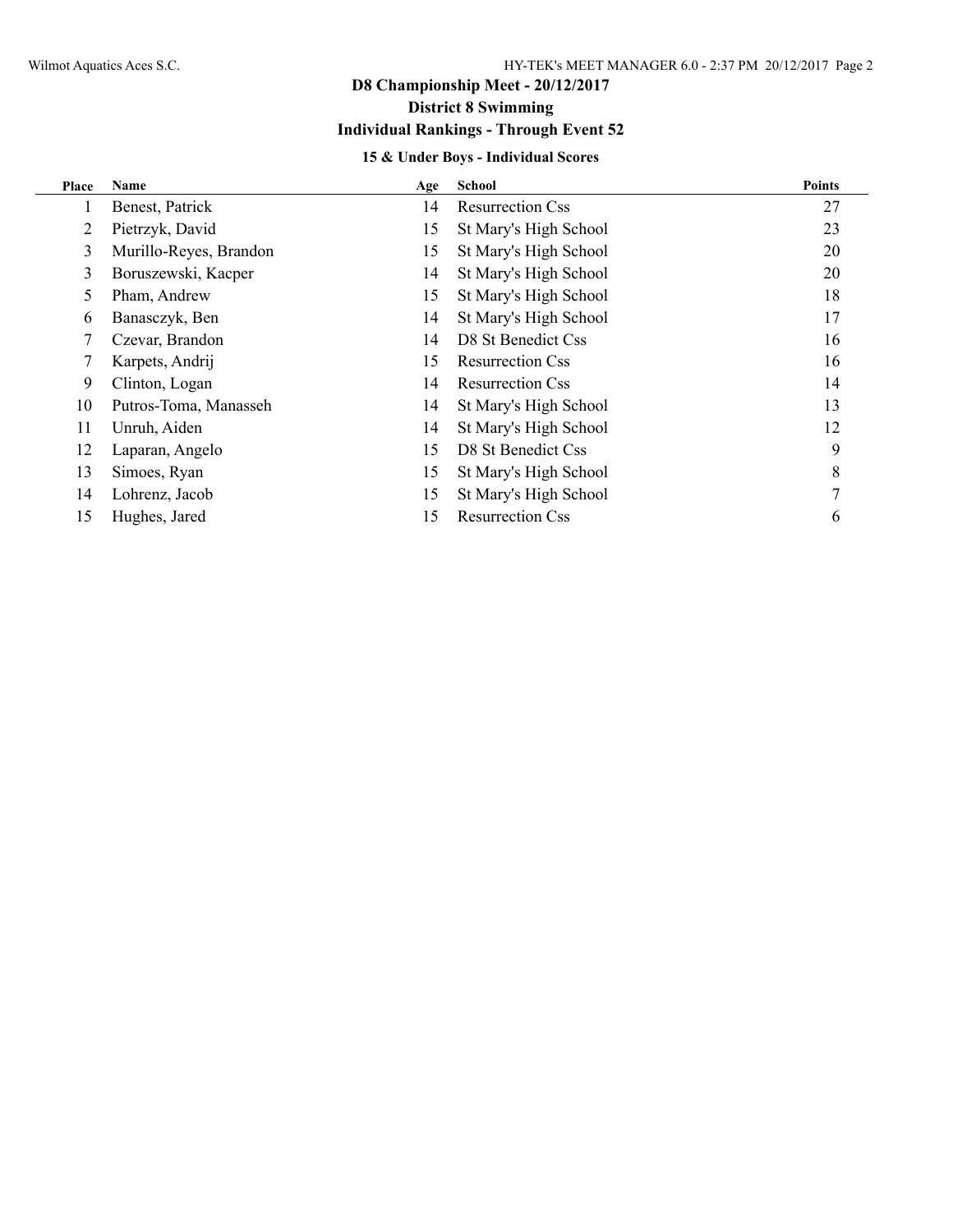# D8 Championship Meet - 20/12/2017

## District 8 Swimming

## Individual Rankings - Through Event 52

### 15 & Under Boys - Individual Scores

| Place | Name | Age | School | Points |
|---|---|---|---|---|
| 1 | Benest, Patrick | 14 | Resurrection Css | 27 |
| 2 | Pietrzyk, David | 15 | St Mary's High School | 23 |
| 3 | Murillo-Reyes, Brandon | 15 | St Mary's High School | 20 |
| 3 | Boruszewski, Kacper | 14 | St Mary's High School | 20 |
| 5 | Pham, Andrew | 15 | St Mary's High School | 18 |
| 6 | Banasczyk, Ben | 14 | St Mary's High School | 17 |
| 7 | Czevar, Brandon | 14 | D8 St Benedict Css | 16 |
| 7 | Karpets, Andrij | 15 | Resurrection Css | 16 |
| 9 | Clinton, Logan | 14 | Resurrection Css | 14 |
| 10 | Putros-Toma, Manasseh | 14 | St Mary's High School | 13 |
| 11 | Unruh, Aiden | 14 | St Mary's High School | 12 |
| 12 | Laparan, Angelo | 15 | D8 St Benedict Css | 9 |
| 13 | Simoes, Ryan | 15 | St Mary's High School | 8 |
| 14 | Lohrenz, Jacob | 15 | St Mary's High School | 7 |
| 15 | Hughes, Jared | 15 | Resurrection Css | 6 |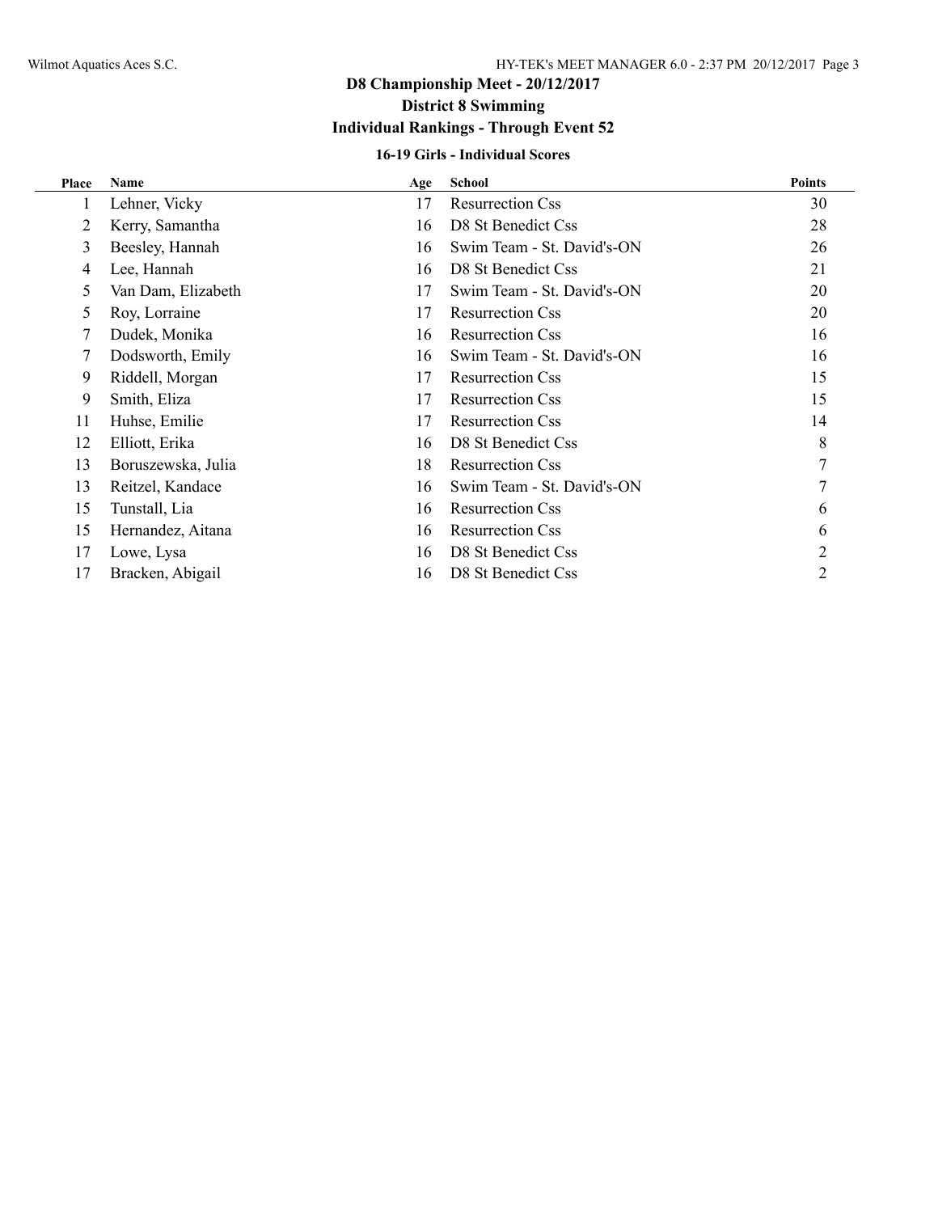# D8 Championship Meet - 20/12/2017

## District 8 Swimming

## Individual Rankings - Through Event 52

### 16-19 Girls - Individual Scores

| Place | Name | Age | School | Points |
|---|---|---|---|---|
| 1 | Lehner, Vicky | 17 | Resurrection Css | 30 |
| 2 | Kerry, Samantha | 16 | D8 St Benedict Css | 28 |
| 3 | Beesley, Hannah | 16 | Swim Team - St. David's-ON | 26 |
| 4 | Lee, Hannah | 16 | D8 St Benedict Css | 21 |
| 5 | Van Dam, Elizabeth | 17 | Swim Team - St. David's-ON | 20 |
| 5 | Roy, Lorraine | 17 | Resurrection Css | 20 |
| 7 | Dudek, Monika | 16 | Resurrection Css | 16 |
| 7 | Dodsworth, Emily | 16 | Swim Team - St. David's-ON | 16 |
| 9 | Riddell, Morgan | 17 | Resurrection Css | 15 |
| 9 | Smith, Eliza | 17 | Resurrection Css | 15 |
| 11 | Huhse, Emilie | 17 | Resurrection Css | 14 |
| 12 | Elliott, Erika | 16 | D8 St Benedict Css | 8 |
| 13 | Boruszewska, Julia | 18 | Resurrection Css | 7 |
| 13 | Reitzel, Kandace | 16 | Swim Team - St. David's-ON | 7 |
| 15 | Tunstall, Lia | 16 | Resurrection Css | 6 |
| 15 | Hernandez, Aitana | 16 | Resurrection Css | 6 |
| 17 | Lowe, Lysa | 16 | D8 St Benedict Css | 2 |
| 17 | Bracken, Abigail | 16 | D8 St Benedict Css | 2 |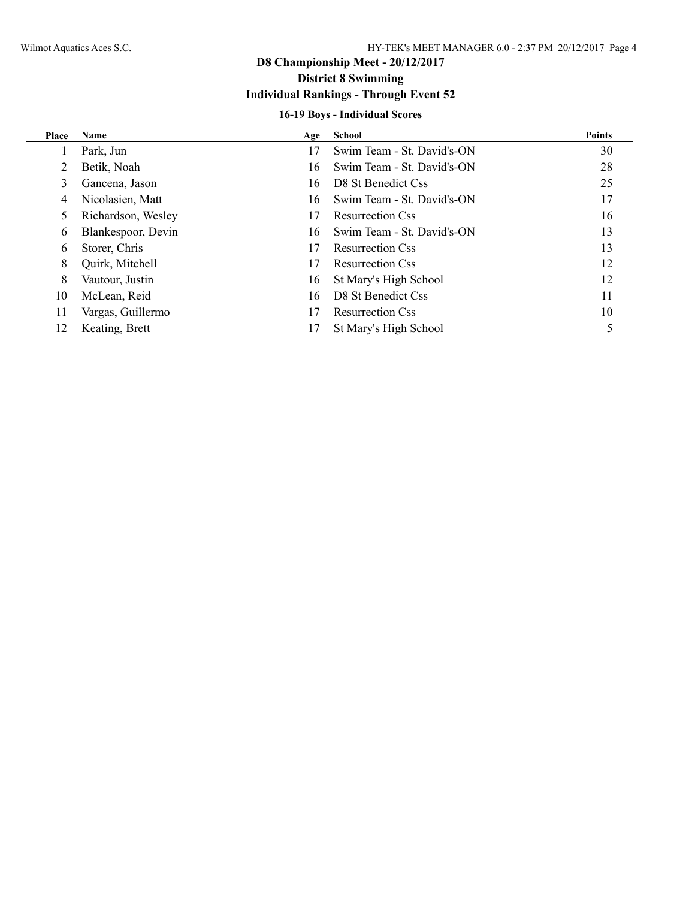# D8 Championship Meet - 20/12/2017

## District 8 Swimming

## Individual Rankings - Through Event 52

### 16-19 Boys - Individual Scores

| Place | Name | Age | School | Points |
|---|---|---|---|---|
| 1 | Park, Jun | 17 | Swim Team - St. David's-ON | 30 |
| 2 | Betik, Noah | 16 | Swim Team - St. David's-ON | 28 |
| 3 | Gancena, Jason | 16 | D8 St Benedict Css | 25 |
| 4 | Nicolasien, Matt | 16 | Swim Team - St. David's-ON | 17 |
| 5 | Richardson, Wesley | 17 | Resurrection Css | 16 |
| 6 | Blankespoor, Devin | 16 | Swim Team - St. David's-ON | 13 |
| 6 | Storer, Chris | 17 | Resurrection Css | 13 |
| 8 | Quirk, Mitchell | 17 | Resurrection Css | 12 |
| 8 | Vautour, Justin | 16 | St Mary's High School | 12 |
| 10 | McLean, Reid | 16 | D8 St Benedict Css | 11 |
| 11 | Vargas, Guillermo | 17 | Resurrection Css | 10 |
| 12 | Keating, Brett | 17 | St Mary's High School | 5 |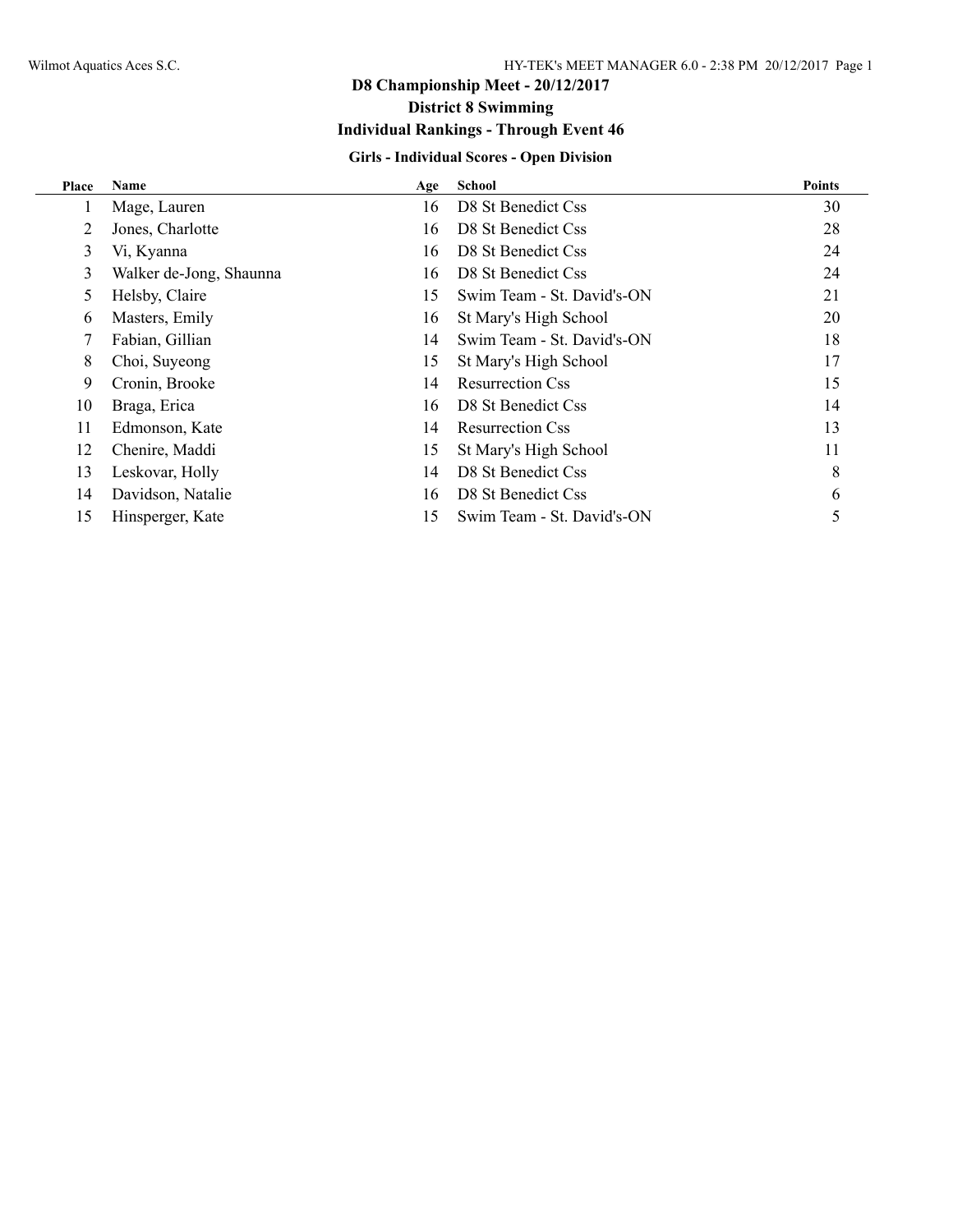# D8 Championship Meet - 20/12/2017

## District 8 Swimming

## Individual Rankings - Through Event 46

### Girls - Individual Scores - Open Division

| Place | Name | Age | School | Points |
|---|---|---|---|---|
| 1 | Mage, Lauren | 16 | D8 St Benedict Css | 30 |
| 2 | Jones, Charlotte | 16 | D8 St Benedict Css | 28 |
| 3 | Vi, Kyanna | 16 | D8 St Benedict Css | 24 |
| 3 | Walker de-Jong, Shaunna | 16 | D8 St Benedict Css | 24 |
| 5 | Helsby, Claire | 15 | Swim Team - St. David's-ON | 21 |
| 6 | Masters, Emily | 16 | St Mary's High School | 20 |
| 7 | Fabian, Gillian | 14 | Swim Team - St. David's-ON | 18 |
| 8 | Choi, Suyeong | 15 | St Mary's High School | 17 |
| 9 | Cronin, Brooke | 14 | Resurrection Css | 15 |
| 10 | Braga, Erica | 16 | D8 St Benedict Css | 14 |
| 11 | Edmonson, Kate | 14 | Resurrection Css | 13 |
| 12 | Chenire, Maddi | 15 | St Mary's High School | 11 |
| 13 | Leskovar, Holly | 14 | D8 St Benedict Css | 8 |
| 14 | Davidson, Natalie | 16 | D8 St Benedict Css | 6 |
| 15 | Hinsperger, Kate | 15 | Swim Team - St. David's-ON | 5 |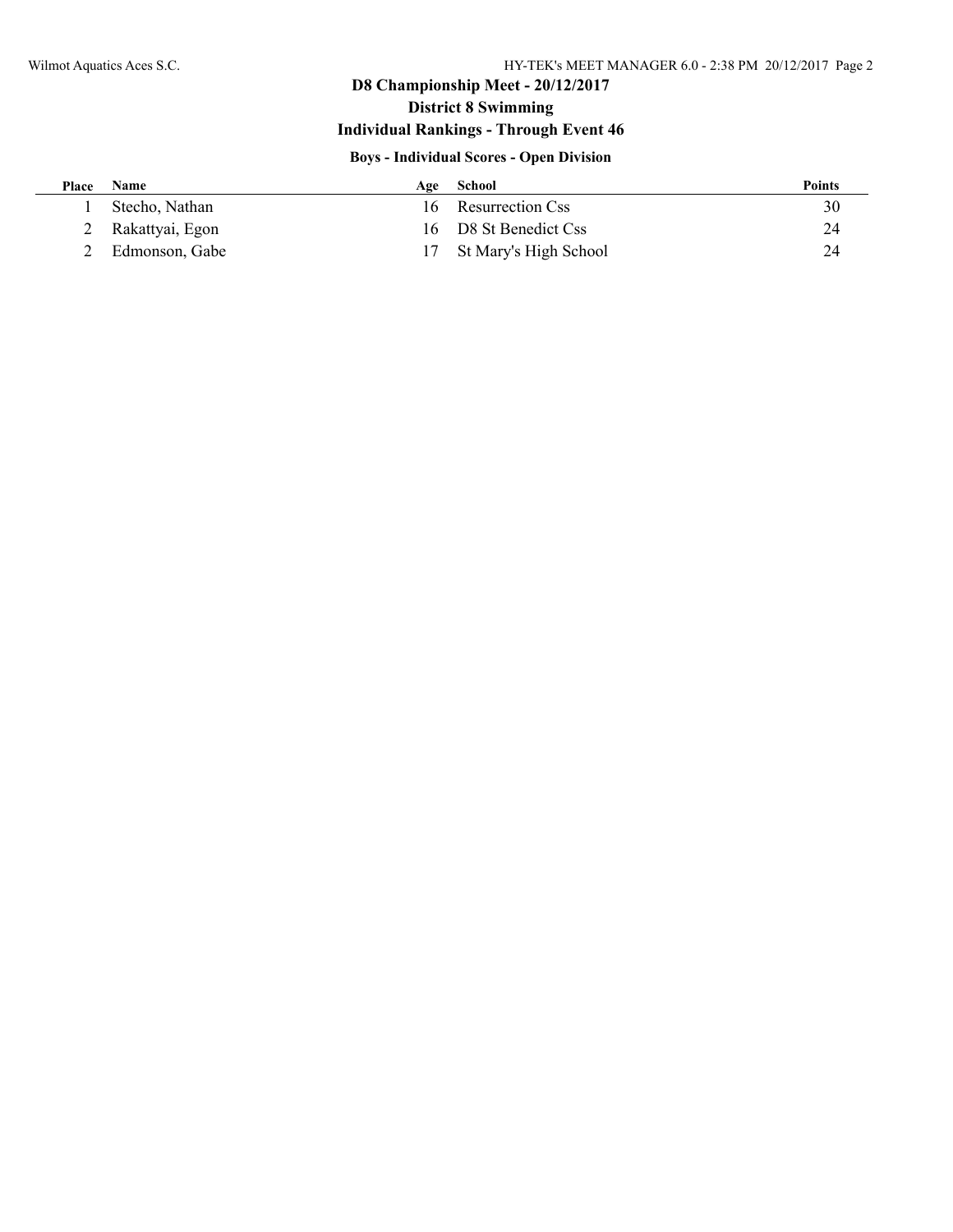# D8 Championship Meet - 20/12/2017

## District 8 Swimming

## Individual Rankings - Through Event 46

### Boys - Individual Scores - Open Division

| Place | Name | Age | School | Points |
|---|---|---|---|---|
| 1 | Stecho, Nathan | 16 | Resurrection Css | 30 |
| 2 | Rakattyai, Egon | 16 | D8 St Benedict Css | 24 |
| 2 | Edmonson, Gabe | 17 | St Mary's High School | 24 |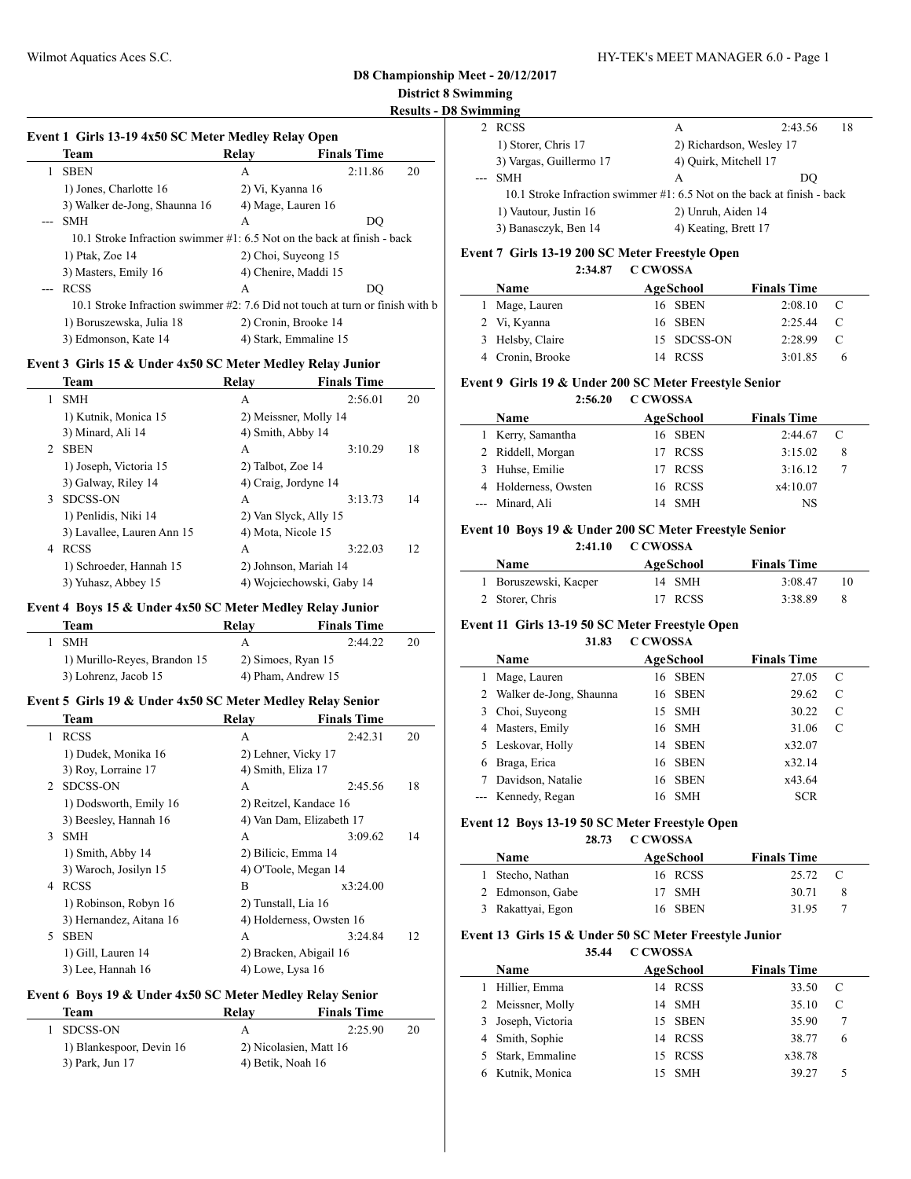## D8 Championship Meet - 20/12/2017

**District 8 Swimming**

**Results - D8 Swimming**

### Event 1 Girls 13-19 4x50 SC Meter Medley Relay Open

| | Team | Relay | Finals Time | |
|---|---|---|---|---|
| 1 | SBEN | A | 2:11.86 | 20 |
| | 1) Jones, Charlotte 16 | 2) Vi, Kyanna 16 | | |
| | 3) Walker de-Jong, Shaunna 16 | 4) Mage, Lauren 16 | | |
| --- | SMH | A | DQ | |
| | 10.1 Stroke Infraction swimmer #1: 6.5 Not on the back at finish - back | | | |
| | 1) Ptak, Zoe 14 | 2) Choi, Suyeong 15 | | |
| | 3) Masters, Emily 16 | 4) Chenire, Maddi 15 | | |
| --- | RCSS | A | DQ | |
| | 10.1 Stroke Infraction swimmer #2: 7.6 Did not touch at turn or finish with b | | | |
| | 1) Boruszewska, Julia 18 | 2) Cronin, Brooke 14 | | |
| | 3) Edmonson, Kate 14 | 4) Stark, Emmaline 15 | | |

### Event 3 Girls 15 & Under 4x50 SC Meter Medley Relay Junior

| | Team | Relay | Finals Time | |
|---|---|---|---|---|
| 1 | SMH | A | 2:56.01 | 20 |
| | 1) Kutnik, Monica 15 | 2) Meissner, Molly 14 | | |
| | 3) Minard, Ali 14 | 4) Smith, Abby 14 | | |
| 2 | SBEN | A | 3:10.29 | 18 |
| | 1) Joseph, Victoria 15 | 2) Talbot, Zoe 14 | | |
| | 3) Galway, Riley 14 | 4) Craig, Jordyne 14 | | |
| 3 | SDCSS-ON | A | 3:13.73 | 14 |
| | 1) Penlidis, Niki 14 | 2) Van Slyck, Ally 15 | | |
| | 3) Lavallee, Lauren Ann 15 | 4) Mota, Nicole 15 | | |
| 4 | RCSS | A | 3:22.03 | 12 |
| | 1) Schroeder, Hannah 15 | 2) Johnson, Mariah 14 | | |
| | 3) Yuhasz, Abbey 15 | 4) Wojciechowski, Gaby 14 | | |

### Event 4 Boys 15 & Under 4x50 SC Meter Medley Relay Junior

| | Team | Relay | Finals Time | |
|---|---|---|---|---|
| 1 | SMH | A | 2:44.22 | 20 |
| | 1) Murillo-Reyes, Brandon 15 | 2) Simoes, Ryan 15 | | |
| | 3) Lohrenz, Jacob 15 | 4) Pham, Andrew 15 | | |

### Event 5 Girls 19 & Under 4x50 SC Meter Medley Relay Senior

| | Team | Relay | Finals Time | |
|---|---|---|---|---|
| 1 | RCSS | A | 2:42.31 | 20 |
| | 1) Dudek, Monika 16 | 2) Lehner, Vicky 17 | | |
| | 3) Roy, Lorraine 17 | 4) Smith, Eliza 17 | | |
| 2 | SDCSS-ON | A | 2:45.56 | 18 |
| | 1) Dodsworth, Emily 16 | 2) Reitzel, Kandace 16 | | |
| | 3) Beesley, Hannah 16 | 4) Van Dam, Elizabeth 17 | | |
| 3 | SMH | A | 3:09.62 | 14 |
| | 1) Smith, Abby 14 | 2) Bilicic, Emma 14 | | |
| | 3) Waroch, Josilyn 15 | 4) O'Toole, Megan 14 | | |
| 4 | RCSS | B | x3:24.00 | |
| | 1) Robinson, Robyn 16 | 2) Tunstall, Lia 16 | | |
| | 3) Hernandez, Aitana 16 | 4) Holderness, Owsten 16 | | |
| 5 | SBEN | A | 3:24.84 | 12 |
| | 1) Gill, Lauren 14 | 2) Bracken, Abigail 16 | | |
| | 3) Lee, Hannah 16 | 4) Lowe, Lysa 16 | | |

### Event 6 Boys 19 & Under 4x50 SC Meter Medley Relay Senior

| | Team | Relay | Finals Time | |
|---|---|---|---|---|
| 1 | SDCSS-ON | A | 2:25.90 | 20 |
| | 1) Blankespoor, Devin 16 | 2) Nicolasien, Matt 16 | | |
| | 3) Park, Jun 17 | 4) Betik, Noah 16 | | |
| 2 | RCSS | A | 2:43.56 | 18 |
| | 1) Storer, Chris 17 | 2) Richardson, Wesley 17 | | |
| | 3) Vargas, Guillermo 17 | 4) Quirk, Mitchell 17 | | |
| --- | SMH | A | DQ | |
| | 10.1 Stroke Infraction swimmer #1: 6.5 Not on the back at finish - back | | | |
| | 1) Vautour, Justin 16 | 2) Unruh, Aiden 14 | | |
| | 3) Banasczyk, Ben 14 | 4) Keating, Brett 17 | | |

### Event 7 Girls 13-19 200 SC Meter Freestyle Open

2:34.87 C CWOSSA

| | Name | Age | School | Finals Time | |
|---|---|---|---|---|---|
| 1 | Mage, Lauren | 16 | SBEN | 2:08.10 | C |
| 2 | Vi, Kyanna | 16 | SBEN | 2:25.44 | C |
| 3 | Helsby, Claire | 15 | SDCSS-ON | 2:28.99 | C |
| 4 | Cronin, Brooke | 14 | RCSS | 3:01.85 | 6 |

### Event 9 Girls 19 & Under 200 SC Meter Freestyle Senior

2:56.20 C CWOSSA

| | Name | Age | School | Finals Time | |
|---|---|---|---|---|---|
| 1 | Kerry, Samantha | 16 | SBEN | 2:44.67 | C |
| 2 | Riddell, Morgan | 17 | RCSS | 3:15.02 | 8 |
| 3 | Huhse, Emilie | 17 | RCSS | 3:16.12 | 7 |
| 4 | Holderness, Owsten | 16 | RCSS | x4:10.07 | |
| --- | Minard, Ali | 14 | SMH | NS | |

### Event 10 Boys 19 & Under 200 SC Meter Freestyle Senior

2:41.10 C CWOSSA

| | Name | Age | School | Finals Time | |
|---|---|---|---|---|---|
| 1 | Boruszewski, Kacper | 14 | SMH | 3:08.47 | 10 |
| 2 | Storer, Chris | 17 | RCSS | 3:38.89 | 8 |

### Event 11 Girls 13-19 50 SC Meter Freestyle Open

31.83 C CWOSSA

| | Name | Age | School | Finals Time | |
|---|---|---|---|---|---|
| 1 | Mage, Lauren | 16 | SBEN | 27.05 | C |
| 2 | Walker de-Jong, Shaunna | 16 | SBEN | 29.62 | C |
| 3 | Choi, Suyeong | 15 | SMH | 30.22 | C |
| 4 | Masters, Emily | 16 | SMH | 31.06 | C |
| 5 | Leskovar, Holly | 14 | SBEN | x32.07 | |
| 6 | Braga, Erica | 16 | SBEN | x32.14 | |
| 7 | Davidson, Natalie | 16 | SBEN | x43.64 | |
| --- | Kennedy, Regan | 16 | SMH | SCR | |

### Event 12 Boys 13-19 50 SC Meter Freestyle Open

28.73 C CWOSSA

| | Name | Age | School | Finals Time | |
|---|---|---|---|---|---|
| 1 | Stecho, Nathan | 16 | RCSS | 25.72 | C |
| 2 | Edmonson, Gabe | 17 | SMH | 30.71 | 8 |
| 3 | Rakattyai, Egon | 16 | SBEN | 31.95 | 7 |

### Event 13 Girls 15 & Under 50 SC Meter Freestyle Junior

35.44 C CWOSSA

| | Name | Age | School | Finals Time | |
|---|---|---|---|---|---|
| 1 | Hillier, Emma | 14 | RCSS | 33.50 | C |
| 2 | Meissner, Molly | 14 | SMH | 35.10 | C |
| 3 | Joseph, Victoria | 15 | SBEN | 35.90 | 7 |
| 4 | Smith, Sophie | 14 | RCSS | 38.77 | 6 |
| 5 | Stark, Emmaline | 15 | RCSS | x38.78 | |
| 6 | Kutnik, Monica | 15 | SMH | 39.27 | 5 |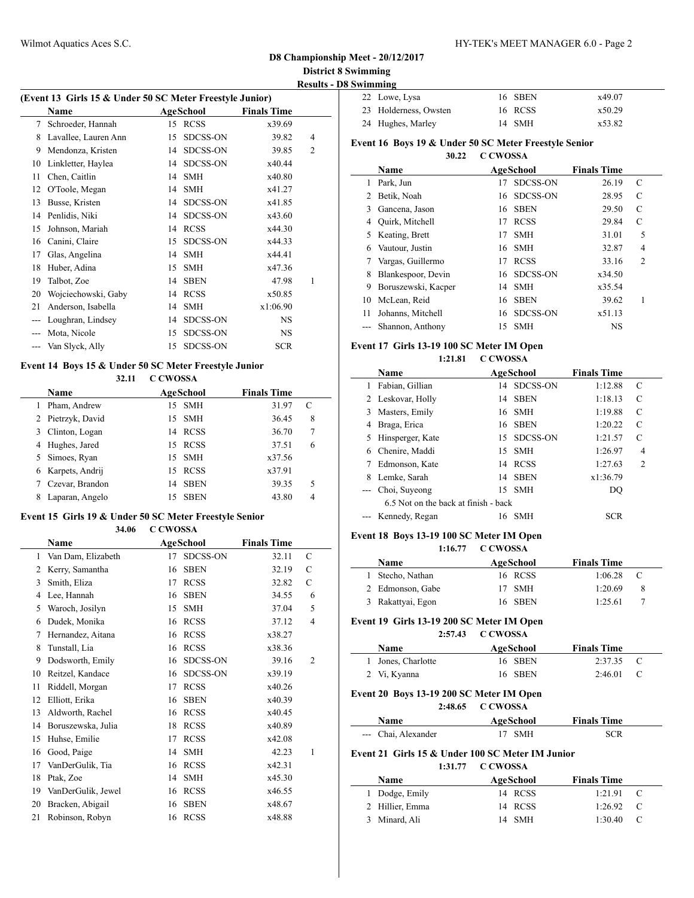**D8 Championship Meet - 20/12/2017**

**District 8 Swimming**

**Results - D8 Swimming**

### (Event 13 Girls 15 & Under 50 SC Meter Freestyle Junior)

| | Name | Age | School | Finals Time | |
|---|---|---|---|---|---|
| 7 | Schroeder, Hannah | 15 | RCSS | x39.69 | |
| 8 | Lavallee, Lauren Ann | 15 | SDCSS-ON | 39.82 | 4 |
| 9 | Mendonza, Kristen | 14 | SDCSS-ON | 39.85 | 2 |
| 10 | Linkletter, Haylea | 14 | SDCSS-ON | x40.44 | |
| 11 | Chen, Caitlin | 14 | SMH | x40.80 | |
| 12 | O'Toole, Megan | 14 | SMH | x41.27 | |
| 13 | Busse, Kristen | 14 | SDCSS-ON | x41.85 | |
| 14 | Penlidis, Niki | 14 | SDCSS-ON | x43.60 | |
| 15 | Johnson, Mariah | 14 | RCSS | x44.30 | |
| 16 | Canini, Claire | 15 | SDCSS-ON | x44.33 | |
| 17 | Glas, Angelina | 14 | SMH | x44.41 | |
| 18 | Huber, Adina | 15 | SMH | x47.36 | |
| 19 | Talbot, Zoe | 14 | SBEN | 47.98 | 1 |
| 20 | Wojciechowski, Gaby | 14 | RCSS | x50.85 | |
| 21 | Anderson, Isabella | 14 | SMH | x1:06.90 | |
| --- | Loughran, Lindsey | 14 | SDCSS-ON | NS | |
| --- | Mota, Nicole | 15 | SDCSS-ON | NS | |
| --- | Van Slyck, Ally | 15 | SDCSS-ON | SCR | |

### Event 14 Boys 15 & Under 50 SC Meter Freestyle Junior

32.11 C CWOSSA

| | Name | Age | School | Finals Time | |
|---|---|---|---|---|---|
| 1 | Pham, Andrew | 15 | SMH | 31.97 | C |
| 2 | Pietrzyk, David | 15 | SMH | 36.45 | 8 |
| 3 | Clinton, Logan | 14 | RCSS | 36.70 | 7 |
| 4 | Hughes, Jared | 15 | RCSS | 37.51 | 6 |
| 5 | Simoes, Ryan | 15 | SMH | x37.56 | |
| 6 | Karpets, Andrij | 15 | RCSS | x37.91 | |
| 7 | Czevar, Brandon | 14 | SBEN | 39.35 | 5 |
| 8 | Laparan, Angelo | 15 | SBEN | 43.80 | 4 |

### Event 15 Girls 19 & Under 50 SC Meter Freestyle Senior

34.06 C CWOSSA

| | Name | Age | School | Finals Time | |
|---|---|---|---|---|---|
| 1 | Van Dam, Elizabeth | 17 | SDCSS-ON | 32.11 | C |
| 2 | Kerry, Samantha | 16 | SBEN | 32.19 | C |
| 3 | Smith, Eliza | 17 | RCSS | 32.82 | C |
| 4 | Lee, Hannah | 16 | SBEN | 34.55 | 6 |
| 5 | Waroch, Josilyn | 15 | SMH | 37.04 | 5 |
| 6 | Dudek, Monika | 16 | RCSS | 37.12 | 4 |
| 7 | Hernandez, Aitana | 16 | RCSS | x38.27 | |
| 8 | Tunstall, Lia | 16 | RCSS | x38.36 | |
| 9 | Dodsworth, Emily | 16 | SDCSS-ON | 39.16 | 2 |
| 10 | Reitzel, Kandace | 16 | SDCSS-ON | x39.19 | |
| 11 | Riddell, Morgan | 17 | RCSS | x40.26 | |
| 12 | Elliott, Erika | 16 | SBEN | x40.39 | |
| 13 | Aldworth, Rachel | 16 | RCSS | x40.45 | |
| 14 | Boruszewska, Julia | 18 | RCSS | x40.89 | |
| 15 | Huhse, Emilie | 17 | RCSS | x42.08 | |
| 16 | Good, Paige | 14 | SMH | 42.23 | 1 |
| 17 | VanDerGulik, Tia | 16 | RCSS | x42.31 | |
| 18 | Ptak, Zoe | 14 | SMH | x45.30 | |
| 19 | VanDerGulik, Jewel | 16 | RCSS | x46.55 | |
| 20 | Bracken, Abigail | 16 | SBEN | x48.67 | |
| 21 | Robinson, Robyn | 16 | RCSS | x48.88 | |
| 22 | Lowe, Lysa | 16 | SBEN | x49.07 | |
| 23 | Holderness, Owsten | 16 | RCSS | x50.29 | |
| 24 | Hughes, Marley | 14 | SMH | x53.82 | |

### Event 16 Boys 19 & Under 50 SC Meter Freestyle Senior

30.22 C CWOSSA

| | Name | Age | School | Finals Time | |
|---|---|---|---|---|---|
| 1 | Park, Jun | 17 | SDCSS-ON | 26.19 | C |
| 2 | Betik, Noah | 16 | SDCSS-ON | 28.95 | C |
| 3 | Gancena, Jason | 16 | SBEN | 29.50 | C |
| 4 | Quirk, Mitchell | 17 | RCSS | 29.84 | C |
| 5 | Keating, Brett | 17 | SMH | 31.01 | 5 |
| 6 | Vautour, Justin | 16 | SMH | 32.87 | 4 |
| 7 | Vargas, Guillermo | 17 | RCSS | 33.16 | 2 |
| 8 | Blankespoor, Devin | 16 | SDCSS-ON | x34.50 | |
| 9 | Boruszewski, Kacper | 14 | SMH | x35.54 | |
| 10 | McLean, Reid | 16 | SBEN | 39.62 | 1 |
| 11 | Johanns, Mitchell | 16 | SDCSS-ON | x51.13 | |
| --- | Shannon, Anthony | 15 | SMH | NS | |

### Event 17 Girls 13-19 100 SC Meter IM Open

1:21.81 C CWOSSA

| | Name | Age | School | Finals Time | |
|---|---|---|---|---|---|
| 1 | Fabian, Gillian | 14 | SDCSS-ON | 1:12.88 | C |
| 2 | Leskovar, Holly | 14 | SBEN | 1:18.13 | C |
| 3 | Masters, Emily | 16 | SMH | 1:19.88 | C |
| 4 | Braga, Erica | 16 | SBEN | 1:20.22 | C |
| 5 | Hinsperger, Kate | 15 | SDCSS-ON | 1:21.57 | C |
| 6 | Chenire, Maddi | 15 | SMH | 1:26.97 | 4 |
| 7 | Edmonson, Kate | 14 | RCSS | 1:27.63 | 2 |
| 8 | Lemke, Sarah | 14 | SBEN | x1:36.79 | |
| --- | Choi, Suyeong | 15 | SMH | DQ | |
| | 6.5 Not on the back at finish - back | | | | |
| --- | Kennedy, Regan | 16 | SMH | SCR | |

### Event 18 Boys 13-19 100 SC Meter IM Open

1:16.77 C CWOSSA

| | Name | Age | School | Finals Time | |
|---|---|---|---|---|---|
| 1 | Stecho, Nathan | 16 | RCSS | 1:06.28 | C |
| 2 | Edmonson, Gabe | 17 | SMH | 1:20.69 | 8 |
| 3 | Rakattyai, Egon | 16 | SBEN | 1:25.61 | 7 |

### Event 19 Girls 13-19 200 SC Meter IM Open

2:57.43 C CWOSSA

| | Name | Age | School | Finals Time | |
|---|---|---|---|---|---|
| 1 | Jones, Charlotte | 16 | SBEN | 2:37.35 | C |
| 2 | Vi, Kyanna | 16 | SBEN | 2:46.01 | C |

### Event 20 Boys 13-19 200 SC Meter IM Open

2:48.65 C CWOSSA

| | Name | Age | School | Finals Time |
|---|---|---|---|---|
| --- | Chai, Alexander | 17 | SMH | SCR |

### Event 21 Girls 15 & Under 100 SC Meter IM Junior

1:31.77 C CWOSSA

| | Name | Age | School | Finals Time | |
|---|---|---|---|---|---|
| 1 | Dodge, Emily | 14 | RCSS | 1:21.91 | C |
| 2 | Hillier, Emma | 14 | RCSS | 1:26.92 | C |
| 3 | Minard, Ali | 14 | SMH | 1:30.40 | C |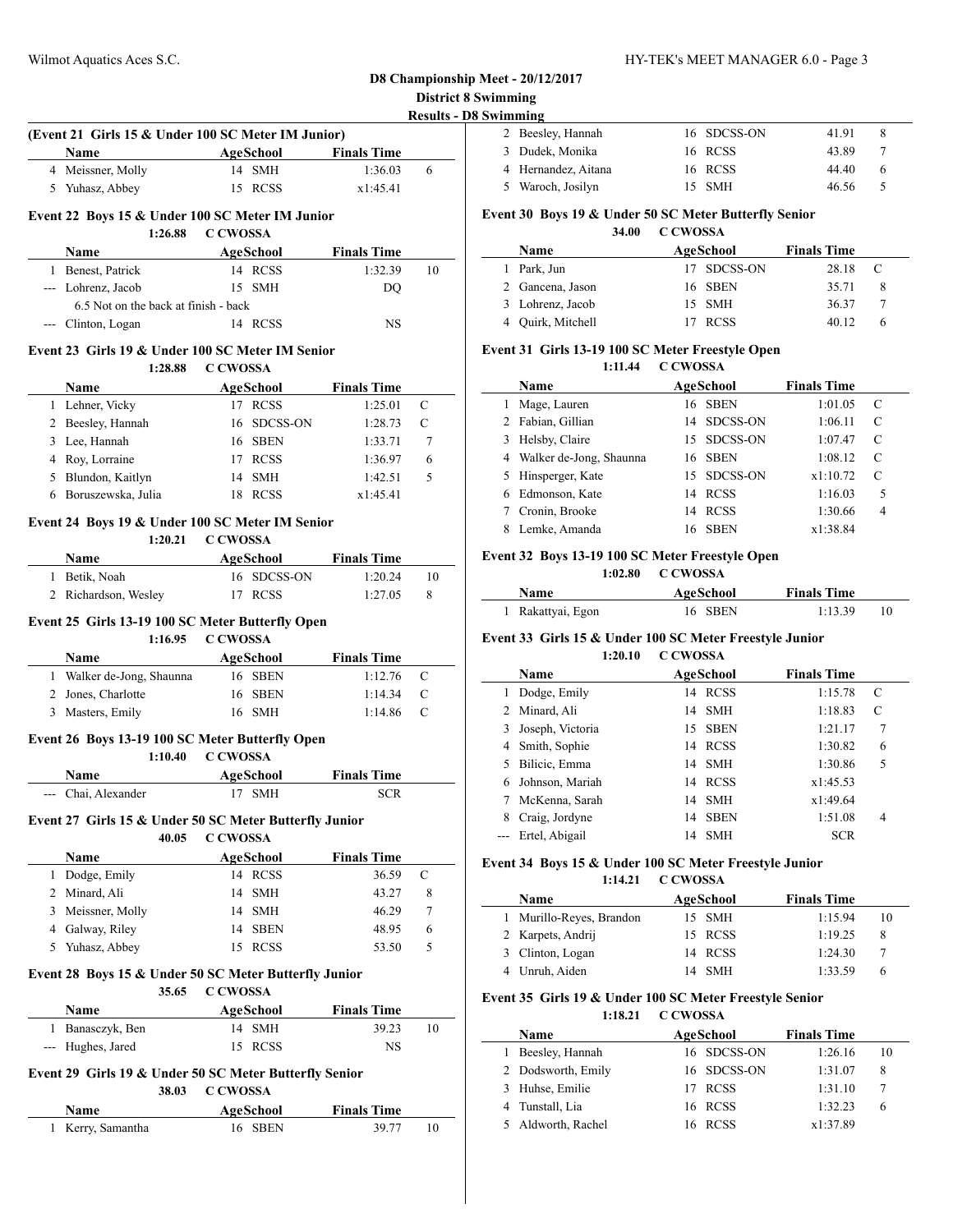# D8 Championship Meet - 20/12/2017

**District 8 Swimming**

**Results - D8 Swimming**

### (Event 21 Girls 15 & Under 100 SC Meter IM Junior)

| | Name | Age | School | Finals Time | |
|---|---|---|---|---|---|
| 4 | Meissner, Molly | 14 | SMH | 1:36.03 | 6 |
| 5 | Yuhasz, Abbey | 15 | RCSS | x1:45.41 | |

### Event 22 Boys 15 & Under 100 SC Meter IM Junior

1:26.88 C CWOSSA

| | Name | Age | School | Finals Time | |
|---|---|---|---|---|---|
| 1 | Benest, Patrick | 14 | RCSS | 1:32.39 | 10 |
| --- | Lohrenz, Jacob | 15 | SMH | DQ | |
| | 6.5 Not on the back at finish - back | | | | |
| --- | Clinton, Logan | 14 | RCSS | NS | |

### Event 23 Girls 19 & Under 100 SC Meter IM Senior

1:28.88 C CWOSSA

| | Name | Age | School | Finals Time | |
|---|---|---|---|---|---|
| 1 | Lehner, Vicky | 17 | RCSS | 1:25.01 | C |
| 2 | Beesley, Hannah | 16 | SDCSS-ON | 1:28.73 | C |
| 3 | Lee, Hannah | 16 | SBEN | 1:33.71 | 7 |
| 4 | Roy, Lorraine | 17 | RCSS | 1:36.97 | 6 |
| 5 | Blundon, Kaitlyn | 14 | SMH | 1:42.51 | 5 |
| 6 | Boruszewska, Julia | 18 | RCSS | x1:45.41 | |

### Event 24 Boys 19 & Under 100 SC Meter IM Senior

1:20.21 C CWOSSA

| | Name | Age | School | Finals Time | |
|---|---|---|---|---|---|
| 1 | Betik, Noah | 16 | SDCSS-ON | 1:20.24 | 10 |
| 2 | Richardson, Wesley | 17 | RCSS | 1:27.05 | 8 |

### Event 25 Girls 13-19 100 SC Meter Butterfly Open

1:16.95 C CWOSSA

| | Name | Age | School | Finals Time | |
|---|---|---|---|---|---|
| 1 | Walker de-Jong, Shaunna | 16 | SBEN | 1:12.76 | C |
| 2 | Jones, Charlotte | 16 | SBEN | 1:14.34 | C |
| 3 | Masters, Emily | 16 | SMH | 1:14.86 | C |

### Event 26 Boys 13-19 100 SC Meter Butterfly Open

1:10.40 C CWOSSA

| | Name | Age | School | Finals Time | |
|---|---|---|---|---|---|
| --- | Chai, Alexander | 17 | SMH | SCR | |

### Event 27 Girls 15 & Under 50 SC Meter Butterfly Junior

40.05 C CWOSSA

| | Name | Age | School | Finals Time | |
|---|---|---|---|---|---|
| 1 | Dodge, Emily | 14 | RCSS | 36.59 | C |
| 2 | Minard, Ali | 14 | SMH | 43.27 | 8 |
| 3 | Meissner, Molly | 14 | SMH | 46.29 | 7 |
| 4 | Galway, Riley | 14 | SBEN | 48.95 | 6 |
| 5 | Yuhasz, Abbey | 15 | RCSS | 53.50 | 5 |

### Event 28 Boys 15 & Under 50 SC Meter Butterfly Junior

35.65 C CWOSSA

| | Name | Age | School | Finals Time | |
|---|---|---|---|---|---|
| 1 | Banasczyk, Ben | 14 | SMH | 39.23 | 10 |
| --- | Hughes, Jared | 15 | RCSS | NS | |

### Event 29 Girls 19 & Under 50 SC Meter Butterfly Senior

38.03 C CWOSSA

| | Name | Age | School | Finals Time | |
|---|---|---|---|---|---|
| 1 | Kerry, Samantha | 16 | SBEN | 39.77 | 10 |
| 2 | Beesley, Hannah | 16 | SDCSS-ON | 41.91 | 8 |
| 3 | Dudek, Monika | 16 | RCSS | 43.89 | 7 |
| 4 | Hernandez, Aitana | 16 | RCSS | 44.40 | 6 |
| 5 | Waroch, Josilyn | 15 | SMH | 46.56 | 5 |

### Event 30 Boys 19 & Under 50 SC Meter Butterfly Senior

34.00 C CWOSSA

| | Name | Age | School | Finals Time | |
|---|---|---|---|---|---|
| 1 | Park, Jun | 17 | SDCSS-ON | 28.18 | C |
| 2 | Gancena, Jason | 16 | SBEN | 35.71 | 8 |
| 3 | Lohrenz, Jacob | 15 | SMH | 36.37 | 7 |
| 4 | Quirk, Mitchell | 17 | RCSS | 40.12 | 6 |

### Event 31 Girls 13-19 100 SC Meter Freestyle Open

1:11.44 C CWOSSA

| | Name | Age | School | Finals Time | |
|---|---|---|---|---|---|
| 1 | Mage, Lauren | 16 | SBEN | 1:01.05 | C |
| 2 | Fabian, Gillian | 14 | SDCSS-ON | 1:06.11 | C |
| 3 | Helsby, Claire | 15 | SDCSS-ON | 1:07.47 | C |
| 4 | Walker de-Jong, Shaunna | 16 | SBEN | 1:08.12 | C |
| 5 | Hinsperger, Kate | 15 | SDCSS-ON | x1:10.72 | C |
| 6 | Edmonson, Kate | 14 | RCSS | 1:16.03 | 5 |
| 7 | Cronin, Brooke | 14 | RCSS | 1:30.66 | 4 |
| 8 | Lemke, Amanda | 16 | SBEN | x1:38.84 | |

### Event 32 Boys 13-19 100 SC Meter Freestyle Open

1:02.80 C CWOSSA

| | Name | Age | School | Finals Time | |
|---|---|---|---|---|---|
| 1 | Rakattyai, Egon | 16 | SBEN | 1:13.39 | 10 |

### Event 33 Girls 15 & Under 100 SC Meter Freestyle Junior

1:20.10 C CWOSSA

| | Name | Age | School | Finals Time | |
|---|---|---|---|---|---|
| 1 | Dodge, Emily | 14 | RCSS | 1:15.78 | C |
| 2 | Minard, Ali | 14 | SMH | 1:18.83 | C |
| 3 | Joseph, Victoria | 15 | SBEN | 1:21.17 | 7 |
| 4 | Smith, Sophie | 14 | RCSS | 1:30.82 | 6 |
| 5 | Bilicic, Emma | 14 | SMH | 1:30.86 | 5 |
| 6 | Johnson, Mariah | 14 | RCSS | x1:45.53 | |
| 7 | McKenna, Sarah | 14 | SMH | x1:49.64 | |
| 8 | Craig, Jordyne | 14 | SBEN | 1:51.08 | 4 |
| --- | Ertel, Abigail | 14 | SMH | SCR | |

### Event 34 Boys 15 & Under 100 SC Meter Freestyle Junior

1:14.21 C CWOSSA

| | Name | Age | School | Finals Time | |
|---|---|---|---|---|---|
| 1 | Murillo-Reyes, Brandon | 15 | SMH | 1:15.94 | 10 |
| 2 | Karpets, Andrij | 15 | RCSS | 1:19.25 | 8 |
| 3 | Clinton, Logan | 14 | RCSS | 1:24.30 | 7 |
| 4 | Unruh, Aiden | 14 | SMH | 1:33.59 | 6 |

### Event 35 Girls 19 & Under 100 SC Meter Freestyle Senior

1:18.21 C CWOSSA

| | Name | Age | School | Finals Time | |
|---|---|---|---|---|---|
| 1 | Beesley, Hannah | 16 | SDCSS-ON | 1:26.16 | 10 |
| 2 | Dodsworth, Emily | 16 | SDCSS-ON | 1:31.07 | 8 |
| 3 | Huhse, Emilie | 17 | RCSS | 1:31.10 | 7 |
| 4 | Tunstall, Lia | 16 | RCSS | 1:32.23 | 6 |
| 5 | Aldworth, Rachel | 16 | RCSS | x1:37.89 | |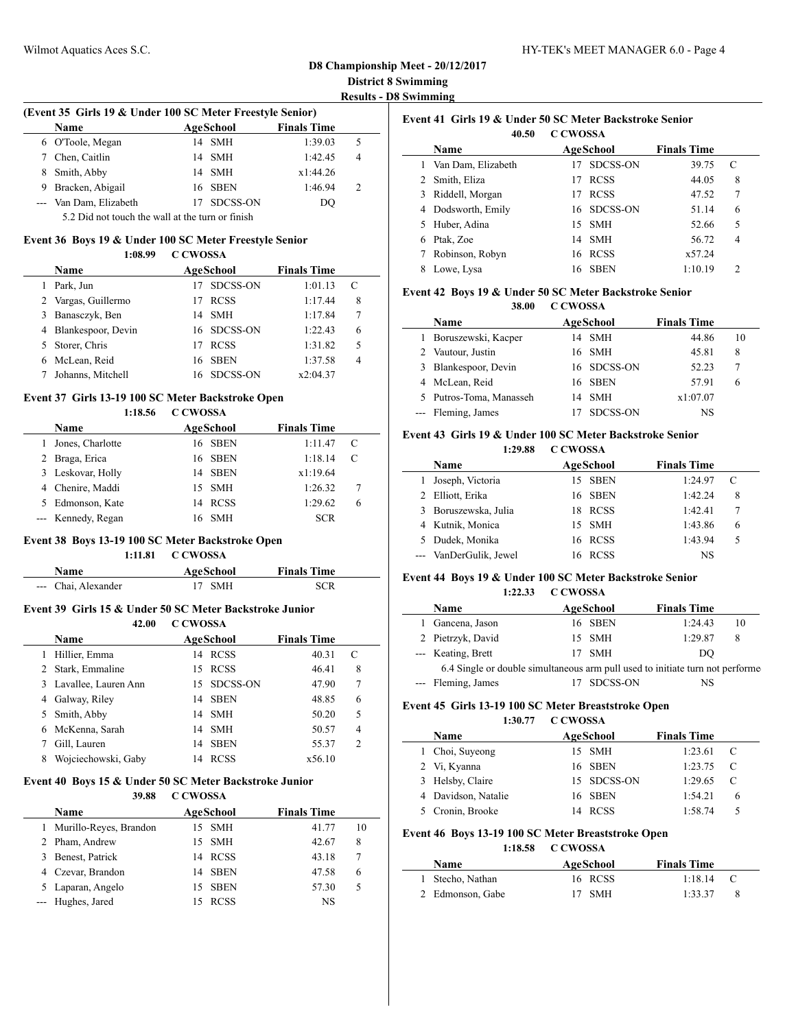**D8 Championship Meet - 20/12/2017**
**District 8 Swimming**
**Results - D8 Swimming**

### (Event 35 Girls 19 & Under 100 SC Meter Freestyle Senior)

| | Name | Age | School | Finals Time | |
|---|---|---|---|---|---|
| 6 | O'Toole, Megan | 14 | SMH | 1:39.03 | 5 |
| 7 | Chen, Caitlin | 14 | SMH | 1:42.45 | 4 |
| 8 | Smith, Abby | 14 | SMH | x1:44.26 | |
| 9 | Bracken, Abigail | 16 | SBEN | 1:46.94 | 2 |
| --- | Van Dam, Elizabeth | 17 | SDCSS-ON | DQ | |

5.2 Did not touch the wall at the turn or finish

### Event 36 Boys 19 & Under 100 SC Meter Freestyle Senior

1:08.99 C CWOSSA

| | Name | Age | School | Finals Time | |
|---|---|---|---|---|---|
| 1 | Park, Jun | 17 | SDCSS-ON | 1:01.13 | C |
| 2 | Vargas, Guillermo | 17 | RCSS | 1:17.44 | 8 |
| 3 | Banasczyk, Ben | 14 | SMH | 1:17.84 | 7 |
| 4 | Blankespoor, Devin | 16 | SDCSS-ON | 1:22.43 | 6 |
| 5 | Storer, Chris | 17 | RCSS | 1:31.82 | 5 |
| 6 | McLean, Reid | 16 | SBEN | 1:37.58 | 4 |
| 7 | Johanns, Mitchell | 16 | SDCSS-ON | x2:04.37 | |

### Event 37 Girls 13-19 100 SC Meter Backstroke Open

1:18.56 C CWOSSA

| | Name | Age | School | Finals Time | |
|---|---|---|---|---|---|
| 1 | Jones, Charlotte | 16 | SBEN | 1:11.47 | C |
| 2 | Braga, Erica | 16 | SBEN | 1:18.14 | C |
| 3 | Leskovar, Holly | 14 | SBEN | x1:19.64 | |
| 4 | Chenire, Maddi | 15 | SMH | 1:26.32 | 7 |
| 5 | Edmonson, Kate | 14 | RCSS | 1:29.62 | 6 |
| --- | Kennedy, Regan | 16 | SMH | SCR | |

### Event 38 Boys 13-19 100 SC Meter Backstroke Open

1:11.81 C CWOSSA

| | Name | Age | School | Finals Time |
|---|---|---|---|---|
| --- | Chai, Alexander | 17 | SMH | SCR |

### Event 39 Girls 15 & Under 50 SC Meter Backstroke Junior

42.00 C CWOSSA

| | Name | Age | School | Finals Time | |
|---|---|---|---|---|---|
| 1 | Hillier, Emma | 14 | RCSS | 40.31 | C |
| 2 | Stark, Emmaline | 15 | RCSS | 46.41 | 8 |
| 3 | Lavallee, Lauren Ann | 15 | SDCSS-ON | 47.90 | 7 |
| 4 | Galway, Riley | 14 | SBEN | 48.85 | 6 |
| 5 | Smith, Abby | 14 | SMH | 50.20 | 5 |
| 6 | McKenna, Sarah | 14 | SMH | 50.57 | 4 |
| 7 | Gill, Lauren | 14 | SBEN | 55.37 | 2 |
| 8 | Wojciechowski, Gaby | 14 | RCSS | x56.10 | |

### Event 40 Boys 15 & Under 50 SC Meter Backstroke Junior

39.88 C CWOSSA

| | Name | Age | School | Finals Time | |
|---|---|---|---|---|---|
| 1 | Murillo-Reyes, Brandon | 15 | SMH | 41.77 | 10 |
| 2 | Pham, Andrew | 15 | SMH | 42.67 | 8 |
| 3 | Benest, Patrick | 14 | RCSS | 43.18 | 7 |
| 4 | Czevar, Brandon | 14 | SBEN | 47.58 | 6 |
| 5 | Laparan, Angelo | 15 | SBEN | 57.30 | 5 |
| --- | Hughes, Jared | 15 | RCSS | NS | |

### Event 41 Girls 19 & Under 50 SC Meter Backstroke Senior

40.50 C CWOSSA

| | Name | Age | School | Finals Time | |
|---|---|---|---|---|---|
| 1 | Van Dam, Elizabeth | 17 | SDCSS-ON | 39.75 | C |
| 2 | Smith, Eliza | 17 | RCSS | 44.05 | 8 |
| 3 | Riddell, Morgan | 17 | RCSS | 47.52 | 7 |
| 4 | Dodsworth, Emily | 16 | SDCSS-ON | 51.14 | 6 |
| 5 | Huber, Adina | 15 | SMH | 52.66 | 5 |
| 6 | Ptak, Zoe | 14 | SMH | 56.72 | 4 |
| 7 | Robinson, Robyn | 16 | RCSS | x57.24 | |
| 8 | Lowe, Lysa | 16 | SBEN | 1:10.19 | 2 |

### Event 42 Boys 19 & Under 50 SC Meter Backstroke Senior

38.00 C CWOSSA

| | Name | Age | School | Finals Time | |
|---|---|---|---|---|---|
| 1 | Boruszewski, Kacper | 14 | SMH | 44.86 | 10 |
| 2 | Vautour, Justin | 16 | SMH | 45.81 | 8 |
| 3 | Blankespoor, Devin | 16 | SDCSS-ON | 52.23 | 7 |
| 4 | McLean, Reid | 16 | SBEN | 57.91 | 6 |
| 5 | Putros-Toma, Manasseh | 14 | SMH | x1:07.07 | |
| --- | Fleming, James | 17 | SDCSS-ON | NS | |

### Event 43 Girls 19 & Under 100 SC Meter Backstroke Senior

1:29.88 C CWOSSA

| | Name | Age | School | Finals Time | |
|---|---|---|---|---|---|
| 1 | Joseph, Victoria | 15 | SBEN | 1:24.97 | C |
| 2 | Elliott, Erika | 16 | SBEN | 1:42.24 | 8 |
| 3 | Boruszewska, Julia | 18 | RCSS | 1:42.41 | 7 |
| 4 | Kutnik, Monica | 15 | SMH | 1:43.86 | 6 |
| 5 | Dudek, Monika | 16 | RCSS | 1:43.94 | 5 |
| --- | VanDerGulik, Jewel | 16 | RCSS | NS | |

### Event 44 Boys 19 & Under 100 SC Meter Backstroke Senior

1:22.33 C CWOSSA

| | Name | Age | School | Finals Time | |
|---|---|---|---|---|---|
| 1 | Gancena, Jason | 16 | SBEN | 1:24.43 | 10 |
| 2 | Pietrzyk, David | 15 | SMH | 1:29.87 | 8 |
| --- | Keating, Brett | 17 | SMH | DQ | |
| --- | Fleming, James | 17 | SDCSS-ON | NS | |

Keating, Brett: 6.4 Single or double simultaneous arm pull used to initiate turn not performe

### Event 45 Girls 13-19 100 SC Meter Breaststroke Open

1:30.77 C CWOSSA

| | Name | Age | School | Finals Time | |
|---|---|---|---|---|---|
| 1 | Choi, Suyeong | 15 | SMH | 1:23.61 | C |
| 2 | Vi, Kyanna | 16 | SBEN | 1:23.75 | C |
| 3 | Helsby, Claire | 15 | SDCSS-ON | 1:29.65 | C |
| 4 | Davidson, Natalie | 16 | SBEN | 1:54.21 | 6 |
| 5 | Cronin, Brooke | 14 | RCSS | 1:58.74 | 5 |

### Event 46 Boys 13-19 100 SC Meter Breaststroke Open

1:18.58 C CWOSSA

| | Name | Age | School | Finals Time | |
|---|---|---|---|---|---|
| 1 | Stecho, Nathan | 16 | RCSS | 1:18.14 | C |
| 2 | Edmonson, Gabe | 17 | SMH | 1:33.37 | 8 |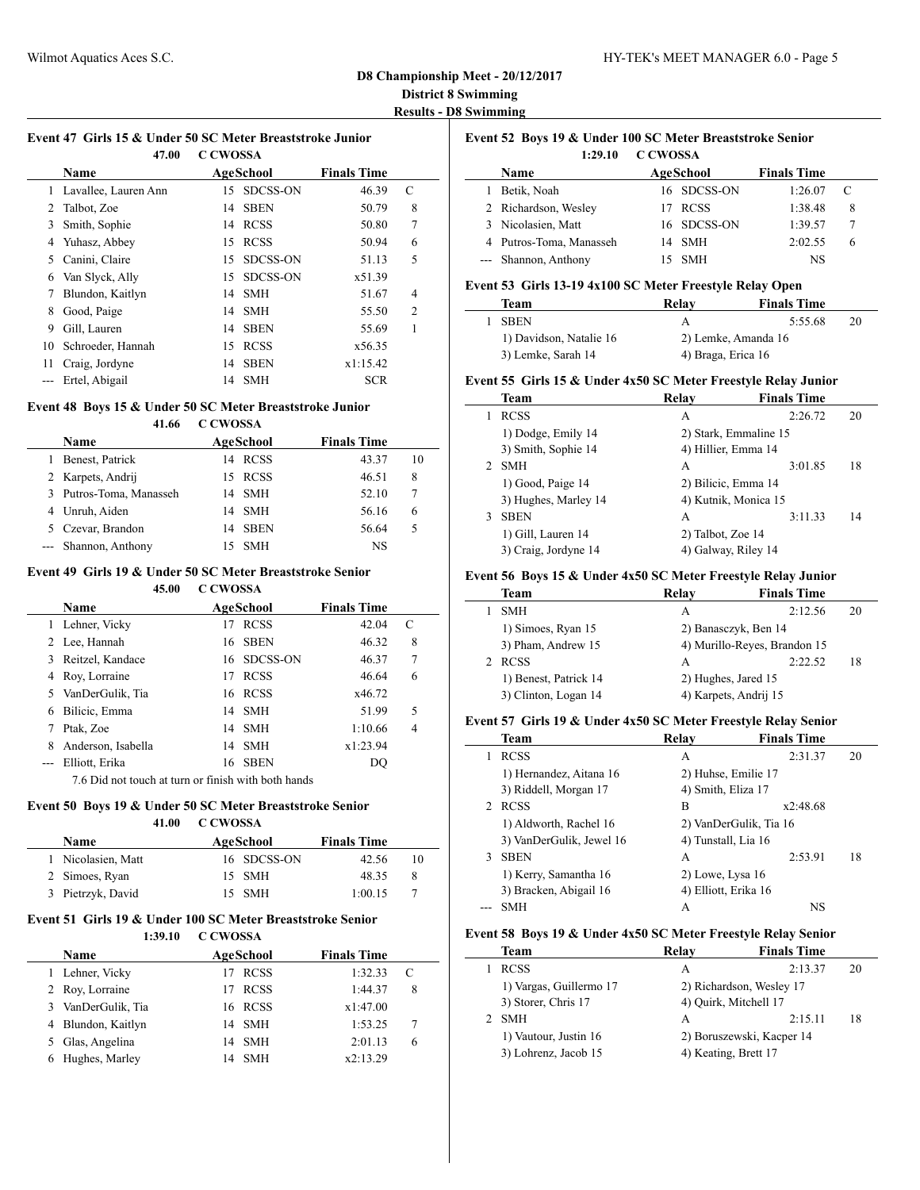## D8 Championship Meet - 20/12/2017

### District 8 Swimming

### Results - D8 Swimming

#### Event 47 Girls 15 & Under 50 SC Meter Breaststroke Junior

47.00 C CWOSSA

| | Name | Age | School | Finals Time | |
|---|---|---|---|---|---|
| 1 | Lavallee, Lauren Ann | 15 | SDCSS-ON | 46.39 | C |
| 2 | Talbot, Zoe | 14 | SBEN | 50.79 | 8 |
| 3 | Smith, Sophie | 14 | RCSS | 50.80 | 7 |
| 4 | Yuhasz, Abbey | 15 | RCSS | 50.94 | 6 |
| 5 | Canini, Claire | 15 | SDCSS-ON | 51.13 | 5 |
| 6 | Van Slyck, Ally | 15 | SDCSS-ON | x51.39 | |
| 7 | Blundon, Kaitlyn | 14 | SMH | 51.67 | 4 |
| 8 | Good, Paige | 14 | SMH | 55.50 | 2 |
| 9 | Gill, Lauren | 14 | SBEN | 55.69 | 1 |
| 10 | Schroeder, Hannah | 15 | RCSS | x56.35 | |
| 11 | Craig, Jordyne | 14 | SBEN | x1:15.42 | |
| --- | Ertel, Abigail | 14 | SMH | SCR | |

#### Event 48 Boys 15 & Under 50 SC Meter Breaststroke Junior

41.66 C CWOSSA

| | Name | Age | School | Finals Time | |
|---|---|---|---|---|---|
| 1 | Benest, Patrick | 14 | RCSS | 43.37 | 10 |
| 2 | Karpets, Andrij | 15 | RCSS | 46.51 | 8 |
| 3 | Putros-Toma, Manasseh | 14 | SMH | 52.10 | 7 |
| 4 | Unruh, Aiden | 14 | SMH | 56.16 | 6 |
| 5 | Czevar, Brandon | 14 | SBEN | 56.64 | 5 |
| --- | Shannon, Anthony | 15 | SMH | NS | |

#### Event 49 Girls 19 & Under 50 SC Meter Breaststroke Senior

45.00 C CWOSSA

| | Name | Age | School | Finals Time | |
|---|---|---|---|---|---|
| 1 | Lehner, Vicky | 17 | RCSS | 42.04 | C |
| 2 | Lee, Hannah | 16 | SBEN | 46.32 | 8 |
| 3 | Reitzel, Kandace | 16 | SDCSS-ON | 46.37 | 7 |
| 4 | Roy, Lorraine | 17 | RCSS | 46.64 | 6 |
| 5 | VanDerGulik, Tia | 16 | RCSS | x46.72 | |
| 6 | Bilicic, Emma | 14 | SMH | 51.99 | 5 |
| 7 | Ptak, Zoe | 14 | SMH | 1:10.66 | 4 |
| 8 | Anderson, Isabella | 14 | SMH | x1:23.94 | |
| --- | Elliott, Erika | 16 | SBEN | DQ | |

7.6 Did not touch at turn or finish with both hands

#### Event 50 Boys 19 & Under 50 SC Meter Breaststroke Senior

41.00 C CWOSSA

| | Name | Age | School | Finals Time | |
|---|---|---|---|---|---|
| 1 | Nicolasien, Matt | 16 | SDCSS-ON | 42.56 | 10 |
| 2 | Simoes, Ryan | 15 | SMH | 48.35 | 8 |
| 3 | Pietrzyk, David | 15 | SMH | 1:00.15 | 7 |

#### Event 51 Girls 19 & Under 100 SC Meter Breaststroke Senior

1:39.10 C CWOSSA

| | Name | Age | School | Finals Time | |
|---|---|---|---|---|---|
| 1 | Lehner, Vicky | 17 | RCSS | 1:32.33 | C |
| 2 | Roy, Lorraine | 17 | RCSS | 1:44.37 | 8 |
| 3 | VanDerGulik, Tia | 16 | RCSS | x1:47.00 | |
| 4 | Blundon, Kaitlyn | 14 | SMH | 1:53.25 | 7 |
| 5 | Glas, Angelina | 14 | SMH | 2:01.13 | 6 |
| 6 | Hughes, Marley | 14 | SMH | x2:13.29 | |

#### Event 52 Boys 19 & Under 100 SC Meter Breaststroke Senior

1:29.10 C CWOSSA

| | Name | Age | School | Finals Time | |
|---|---|---|---|---|---|
| 1 | Betik, Noah | 16 | SDCSS-ON | 1:26.07 | C |
| 2 | Richardson, Wesley | 17 | RCSS | 1:38.48 | 8 |
| 3 | Nicolasien, Matt | 16 | SDCSS-ON | 1:39.57 | 7 |
| 4 | Putros-Toma, Manasseh | 14 | SMH | 2:02.55 | 6 |
| --- | Shannon, Anthony | 15 | SMH | NS | |

#### Event 53 Girls 13-19 4x100 SC Meter Freestyle Relay Open

| | Team | Relay | Finals Time | |
|---|---|---|---|---|
| 1 | SBEN | A | 5:55.68 | 20 |
| | 1) Davidson, Natalie 16 | 2) Lemke, Amanda 16 | | |
| | 3) Lemke, Sarah 14 | 4) Braga, Erica 16 | | |

#### Event 55 Girls 15 & Under 4x50 SC Meter Freestyle Relay Junior

| | Team | Relay | Finals Time | |
|---|---|---|---|---|
| 1 | RCSS | A | 2:26.72 | 20 |
| | 1) Dodge, Emily 14 | 2) Stark, Emmaline 15 | | |
| | 3) Smith, Sophie 14 | 4) Hillier, Emma 14 | | |
| 2 | SMH | A | 3:01.85 | 18 |
| | 1) Good, Paige 14 | 2) Bilicic, Emma 14 | | |
| | 3) Hughes, Marley 14 | 4) Kutnik, Monica 15 | | |
| 3 | SBEN | A | 3:11.33 | 14 |
| | 1) Gill, Lauren 14 | 2) Talbot, Zoe 14 | | |
| | 3) Craig, Jordyne 14 | 4) Galway, Riley 14 | | |

#### Event 56 Boys 15 & Under 4x50 SC Meter Freestyle Relay Junior

| | Team | Relay | Finals Time | |
|---|---|---|---|---|
| 1 | SMH | A | 2:12.56 | 20 |
| | 1) Simoes, Ryan 15 | 2) Banasczyk, Ben 14 | | |
| | 3) Pham, Andrew 15 | 4) Murillo-Reyes, Brandon 15 | | |
| 2 | RCSS | A | 2:22.52 | 18 |
| | 1) Benest, Patrick 14 | 2) Hughes, Jared 15 | | |
| | 3) Clinton, Logan 14 | 4) Karpets, Andrij 15 | | |

#### Event 57 Girls 19 & Under 4x50 SC Meter Freestyle Relay Senior

| | Team | Relay | Finals Time | |
|---|---|---|---|---|
| 1 | RCSS | A | 2:31.37 | 20 |
| | 1) Hernandez, Aitana 16 | 2) Huhse, Emilie 17 | | |
| | 3) Riddell, Morgan 17 | 4) Smith, Eliza 17 | | |
| 2 | RCSS | B | x2:48.68 | |
| | 1) Aldworth, Rachel 16 | 2) VanDerGulik, Tia 16 | | |
| | 3) VanDerGulik, Jewel 16 | 4) Tunstall, Lia 16 | | |
| 3 | SBEN | A | 2:53.91 | 18 |
| | 1) Kerry, Samantha 16 | 2) Lowe, Lysa 16 | | |
| | 3) Bracken, Abigail 16 | 4) Elliott, Erika 16 | | |
| --- | SMH | A | NS | |

#### Event 58 Boys 19 & Under 4x50 SC Meter Freestyle Relay Senior

| | Team | Relay | Finals Time | |
|---|---|---|---|---|
| 1 | RCSS | A | 2:13.37 | 20 |
| | 1) Vargas, Guillermo 17 | 2) Richardson, Wesley 17 | | |
| | 3) Storer, Chris 17 | 4) Quirk, Mitchell 17 | | |
| 2 | SMH | A | 2:15.11 | 18 |
| | 1) Vautour, Justin 16 | 2) Boruszewski, Kacper 14 | | |
| | 3) Lohrenz, Jacob 15 | 4) Keating, Brett 17 | | |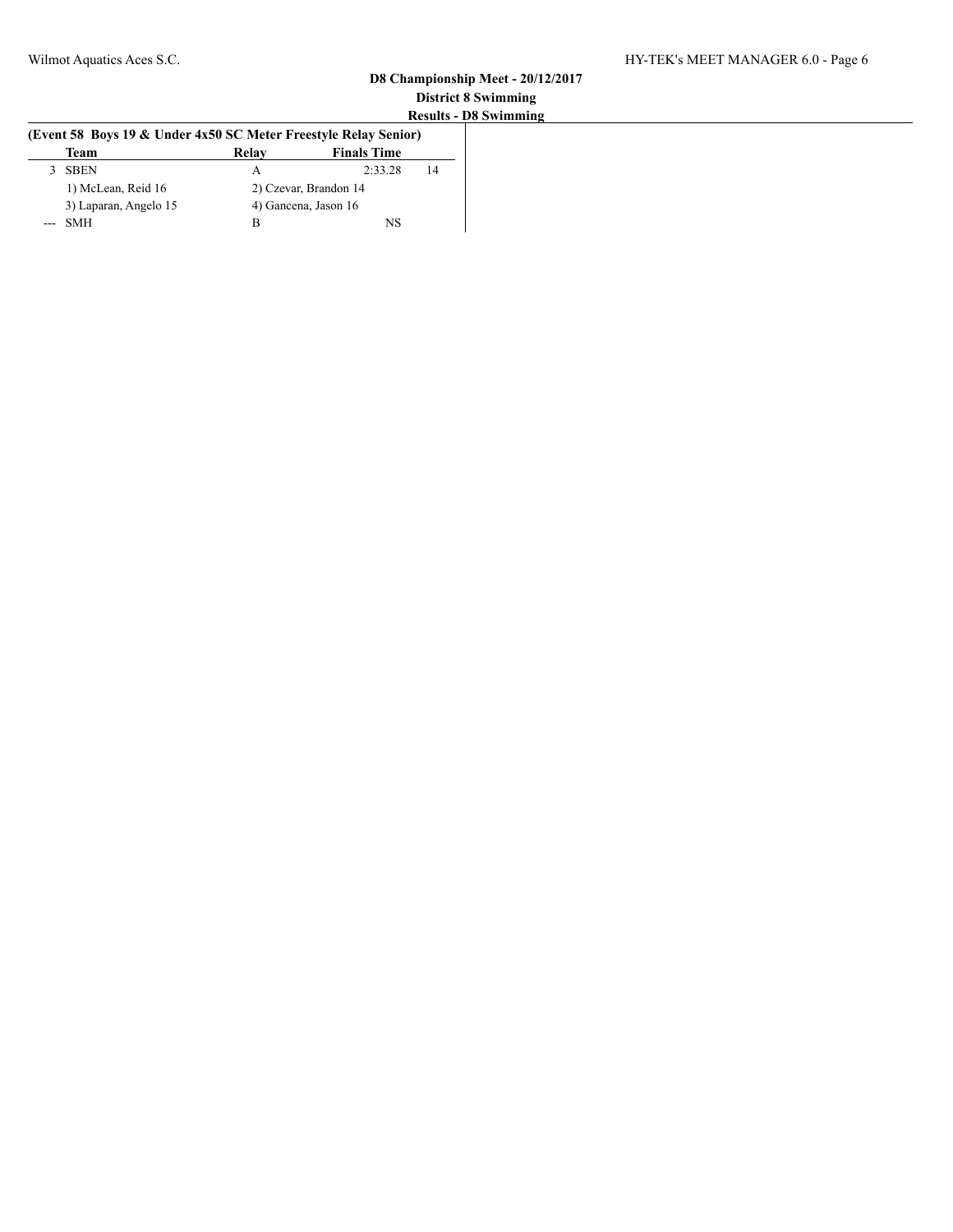**D8 Championship Meet - 20/12/2017**

**District 8 Swimming**

**Results - D8 Swimming**

**(Event 58 Boys 19 & Under 4x50 SC Meter Freestyle Relay Senior)**

| | Team | Relay | Finals Time | |
|---|---|---|---|---|
| 3 | SBEN | A | 2:33.28 | 14 |
| | 1) McLean, Reid 16 | 2) Czevar, Brandon 14 | | |
| | 3) Laparan, Angelo 15 | 4) Gancena, Jason 16 | | |
| --- | SMH | B | NS | |